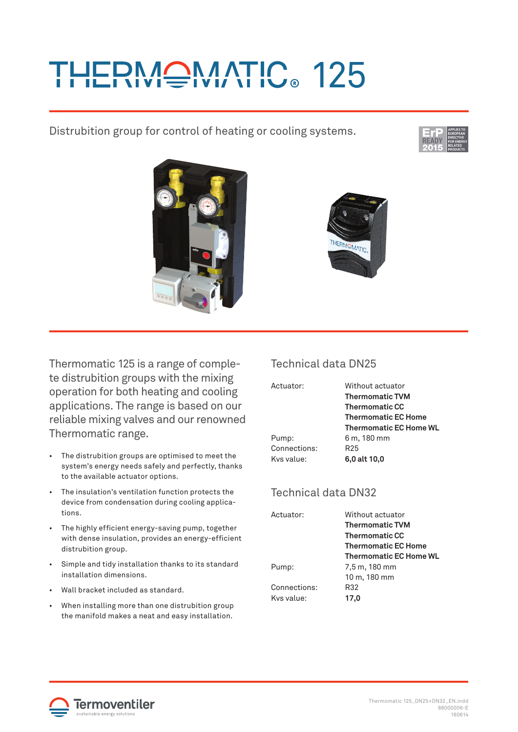# THERMOMATIC® 125

Distrubition group for control of heating or cooling systems.

ErP READY 2015 — APPLIES TO EUROPEAN DIRECTIVE FOR ENERGY RELATED PRODUCTS

Thermomatic 125 is a range of complete distrubition groups with the mixing operation for both heating and cooling applications. The range is based on our reliable mixing valves and our renowned Thermomatic range.

- The distrubition groups are optimised to meet the system's energy needs safely and perfectly, thanks to the available actuator options.
- The insulation's ventilation function protects the device from condensation during cooling applications.
- The highly efficient energy-saving pump, together with dense insulation, provides an energy-efficient distrubition group.
- Simple and tidy installation thanks to its standard installation dimensions.
- Wall bracket included as standard.
- When installing more than one distrubition group the manifold makes a neat and easy installation.

## Technical data DN25

| | |
|---|---|
| Actuator: | Without actuator<br>**Thermomatic TVM**<br>**Thermomatic CC**<br>**Thermomatic EC Home**<br>**Thermomatic EC Home WL** |
| Pump: | 6 m, 180 mm |
| Connections: | R25 |
| Kvs value: | **6,0 alt 10,0** |

## Technical data DN32

| | |
|---|---|
| Actuator: | Without actuator<br>**Thermomatic TVM**<br>**Thermomatic CC**<br>**Thermomatic EC Home**<br>**Thermomatic EC Home WL** |
| Pump: | 7,5 m, 180 mm<br>10 m, 180 mm |
| Connections: | R32 |
| Kvs value: | **17,0** |

Termoventiler — sustainable energy solutions

Thermomatic 125_DN25+DN32_EN.indd
88000006-E
160614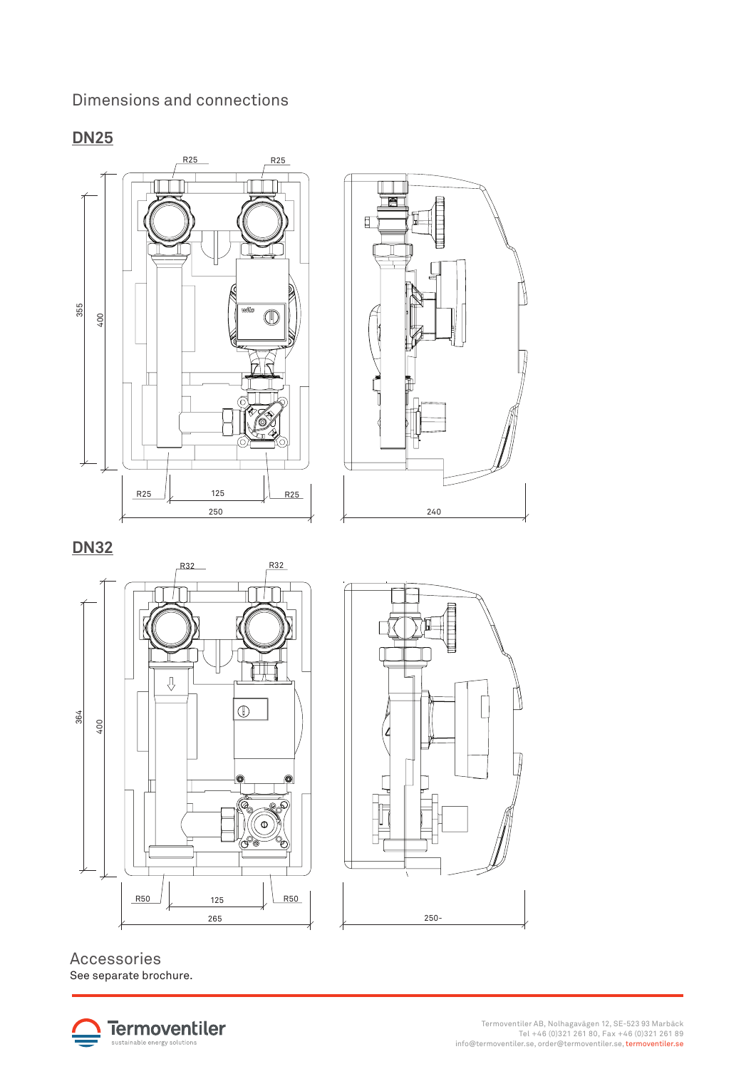# Dimensions and connections

## DN25

R25
R25
355
400
R25
125
R25
250
240

## DN32

R32
R32
364
400
R50
125
R50
265
250-

# Accessories

See separate brochure.

Termoventiler AB, Nolhagavägen 12, SE-523 93 Marbäck
Tel +46 (0)321 261 80, Fax +46 (0)321 261 89
info@termoventiler.se, order@termoventiler.se, termoventiler.se